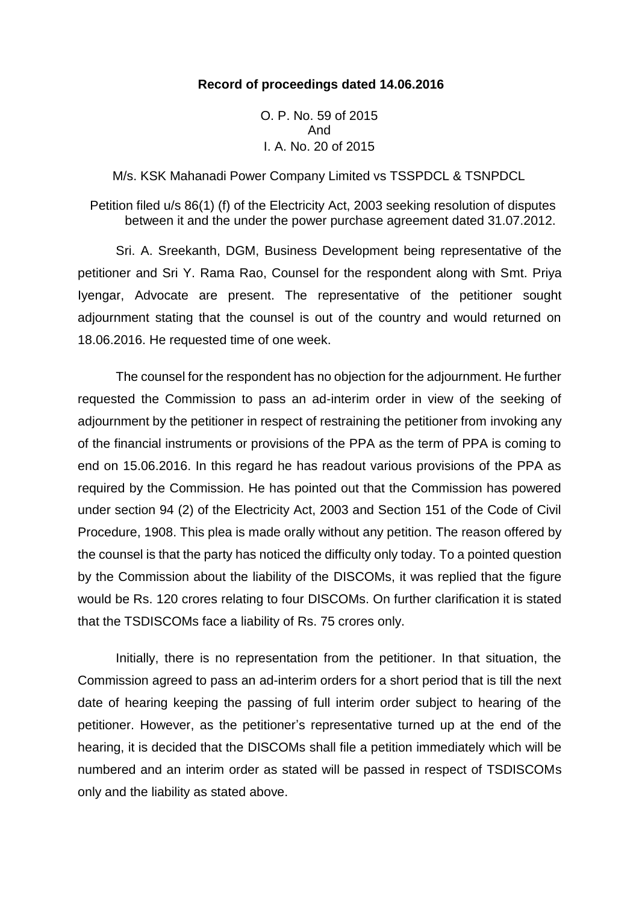**Record of proceedings dated 14.06.2016**

O. P. No. 59 of 2015
And
I. A. No. 20 of 2015

M/s. KSK Mahanadi Power Company Limited vs TSSPDCL & TSNPDCL

Petition filed u/s 86(1) (f) of the Electricity Act, 2003 seeking resolution of disputes between it and the under the power purchase agreement dated 31.07.2012.

Sri. A. Sreekanth, DGM, Business Development being representative of the petitioner and Sri Y. Rama Rao, Counsel for the respondent along with Smt. Priya Iyengar, Advocate are present. The representative of the petitioner sought adjournment stating that the counsel is out of the country and would returned on 18.06.2016. He requested time of one week.

The counsel for the respondent has no objection for the adjournment. He further requested the Commission to pass an ad-interim order in view of the seeking of adjournment by the petitioner in respect of restraining the petitioner from invoking any of the financial instruments or provisions of the PPA as the term of PPA is coming to end on 15.06.2016. In this regard he has readout various provisions of the PPA as required by the Commission. He has pointed out that the Commission has powered under section 94 (2) of the Electricity Act, 2003 and Section 151 of the Code of Civil Procedure, 1908. This plea is made orally without any petition. The reason offered by the counsel is that the party has noticed the difficulty only today. To a pointed question by the Commission about the liability of the DISCOMs, it was replied that the figure would be Rs. 120 crores relating to four DISCOMs. On further clarification it is stated that the TSDISCOMs face a liability of Rs. 75 crores only.

Initially, there is no representation from the petitioner. In that situation, the Commission agreed to pass an ad-interim orders for a short period that is till the next date of hearing keeping the passing of full interim order subject to hearing of the petitioner. However, as the petitioner's representative turned up at the end of the hearing, it is decided that the DISCOMs shall file a petition immediately which will be numbered and an interim order as stated will be passed in respect of TSDISCOMs only and the liability as stated above.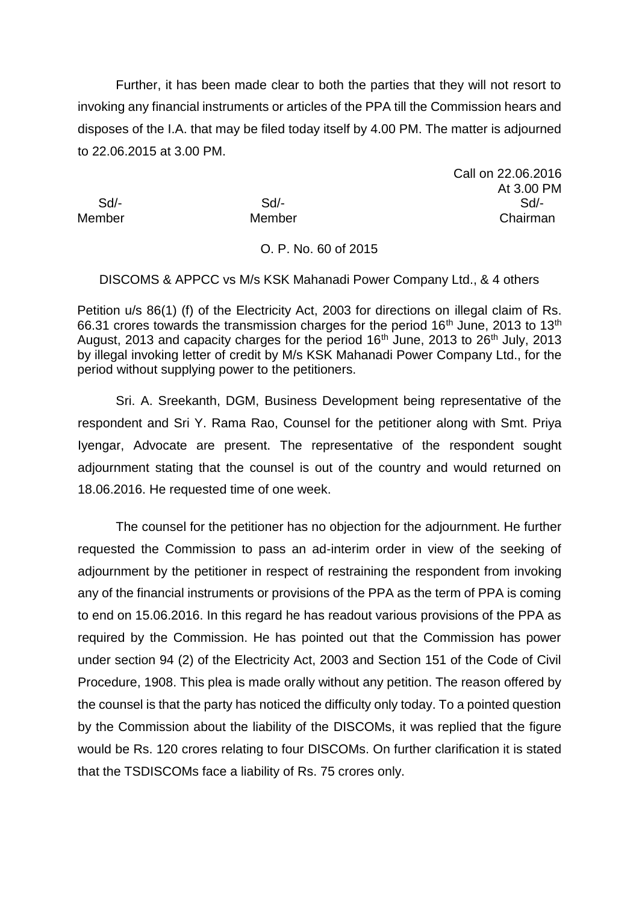Further, it has been made clear to both the parties that they will not resort to invoking any financial instruments or articles of the PPA till the Commission hears and disposes of the I.A. that may be filed today itself by 4.00 PM. The matter is adjourned to 22.06.2015 at 3.00 PM.

Call on 22.06.2016
At 3.00 PM

| Sd/- | Sd/- | Sd/- |
|---|---|---|
| Member | Member | Chairman |

O. P. No. 60 of 2015

DISCOMS & APPCC vs M/s KSK Mahanadi Power Company Ltd., & 4 others

Petition u/s 86(1) (f) of the Electricity Act, 2003 for directions on illegal claim of Rs. 66.31 crores towards the transmission charges for the period 16th June, 2013 to 13th August, 2013 and capacity charges for the period 16th June, 2013 to 26th July, 2013 by illegal invoking letter of credit by M/s KSK Mahanadi Power Company Ltd., for the period without supplying power to the petitioners.

Sri. A. Sreekanth, DGM, Business Development being representative of the respondent and Sri Y. Rama Rao, Counsel for the petitioner along with Smt. Priya Iyengar, Advocate are present. The representative of the respondent sought adjournment stating that the counsel is out of the country and would returned on 18.06.2016. He requested time of one week.

The counsel for the petitioner has no objection for the adjournment. He further requested the Commission to pass an ad-interim order in view of the seeking of adjournment by the petitioner in respect of restraining the respondent from invoking any of the financial instruments or provisions of the PPA as the term of PPA is coming to end on 15.06.2016. In this regard he has readout various provisions of the PPA as required by the Commission. He has pointed out that the Commission has power under section 94 (2) of the Electricity Act, 2003 and Section 151 of the Code of Civil Procedure, 1908. This plea is made orally without any petition. The reason offered by the counsel is that the party has noticed the difficulty only today. To a pointed question by the Commission about the liability of the DISCOMs, it was replied that the figure would be Rs. 120 crores relating to four DISCOMs. On further clarification it is stated that the TSDISCOMs face a liability of Rs. 75 crores only.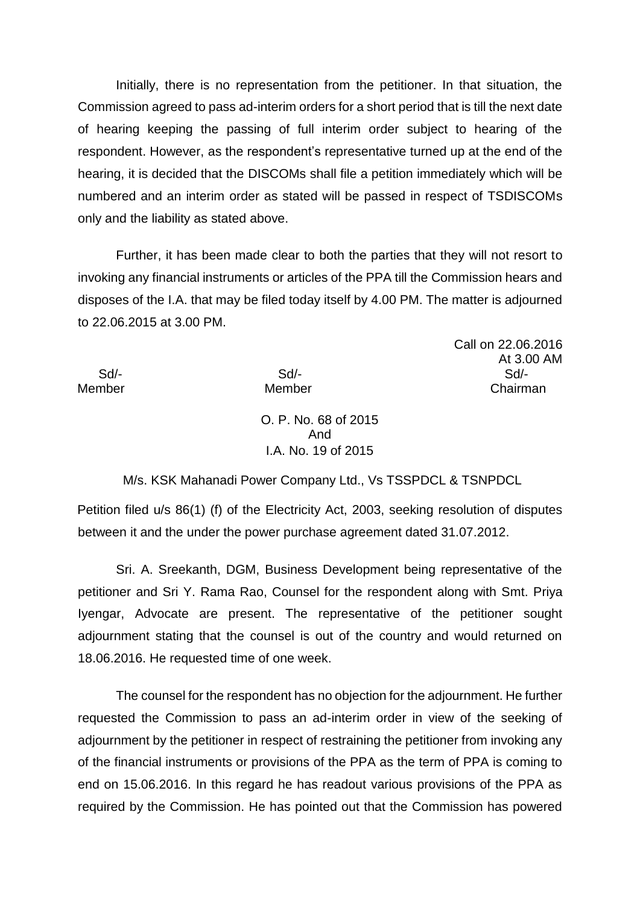Initially, there is no representation from the petitioner. In that situation, the Commission agreed to pass ad-interim orders for a short period that is till the next date of hearing keeping the passing of full interim order subject to hearing of the respondent. However, as the respondent's representative turned up at the end of the hearing, it is decided that the DISCOMs shall file a petition immediately which will be numbered and an interim order as stated will be passed in respect of TSDISCOMs only and the liability as stated above.

Further, it has been made clear to both the parties that they will not resort to invoking any financial instruments or articles of the PPA till the Commission hears and disposes of the I.A. that may be filed today itself by 4.00 PM. The matter is adjourned to 22.06.2015 at 3.00 PM.

Call on 22.06.2016
At 3.00 AM

| Sd/- | Sd/- | Sd/- |
|---|---|---|
| Member | Member | Chairman |

O. P. No. 68 of 2015
And
I.A. No. 19 of 2015

M/s. KSK Mahanadi Power Company Ltd., Vs TSSPDCL & TSNPDCL

Petition filed u/s 86(1) (f) of the Electricity Act, 2003, seeking resolution of disputes between it and the under the power purchase agreement dated 31.07.2012.

Sri. A. Sreekanth, DGM, Business Development being representative of the petitioner and Sri Y. Rama Rao, Counsel for the respondent along with Smt. Priya Iyengar, Advocate are present. The representative of the petitioner sought adjournment stating that the counsel is out of the country and would returned on 18.06.2016. He requested time of one week.

The counsel for the respondent has no objection for the adjournment. He further requested the Commission to pass an ad-interim order in view of the seeking of adjournment by the petitioner in respect of restraining the petitioner from invoking any of the financial instruments or provisions of the PPA as the term of PPA is coming to end on 15.06.2016. In this regard he has readout various provisions of the PPA as required by the Commission. He has pointed out that the Commission has powered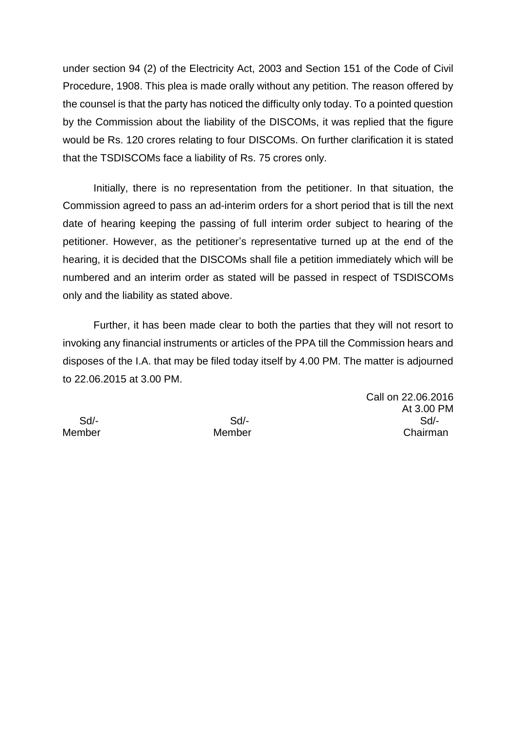under section 94 (2) of the Electricity Act, 2003 and Section 151 of the Code of Civil Procedure, 1908. This plea is made orally without any petition. The reason offered by the counsel is that the party has noticed the difficulty only today. To a pointed question by the Commission about the liability of the DISCOMs, it was replied that the figure would be Rs. 120 crores relating to four DISCOMs. On further clarification it is stated that the TSDISCOMs face a liability of Rs. 75 crores only.

Initially, there is no representation from the petitioner. In that situation, the Commission agreed to pass an ad-interim orders for a short period that is till the next date of hearing keeping the passing of full interim order subject to hearing of the petitioner. However, as the petitioner's representative turned up at the end of the hearing, it is decided that the DISCOMs shall file a petition immediately which will be numbered and an interim order as stated will be passed in respect of TSDISCOMs only and the liability as stated above.

Further, it has been made clear to both the parties that they will not resort to invoking any financial instruments or articles of the PPA till the Commission hears and disposes of the I.A. that may be filed today itself by 4.00 PM. The matter is adjourned to 22.06.2015 at 3.00 PM.

Call on 22.06.2016
At 3.00 PM

| | | |
|---|---|---|
| Sd/- | Sd/- | Sd/- |
| Member | Member | Chairman |